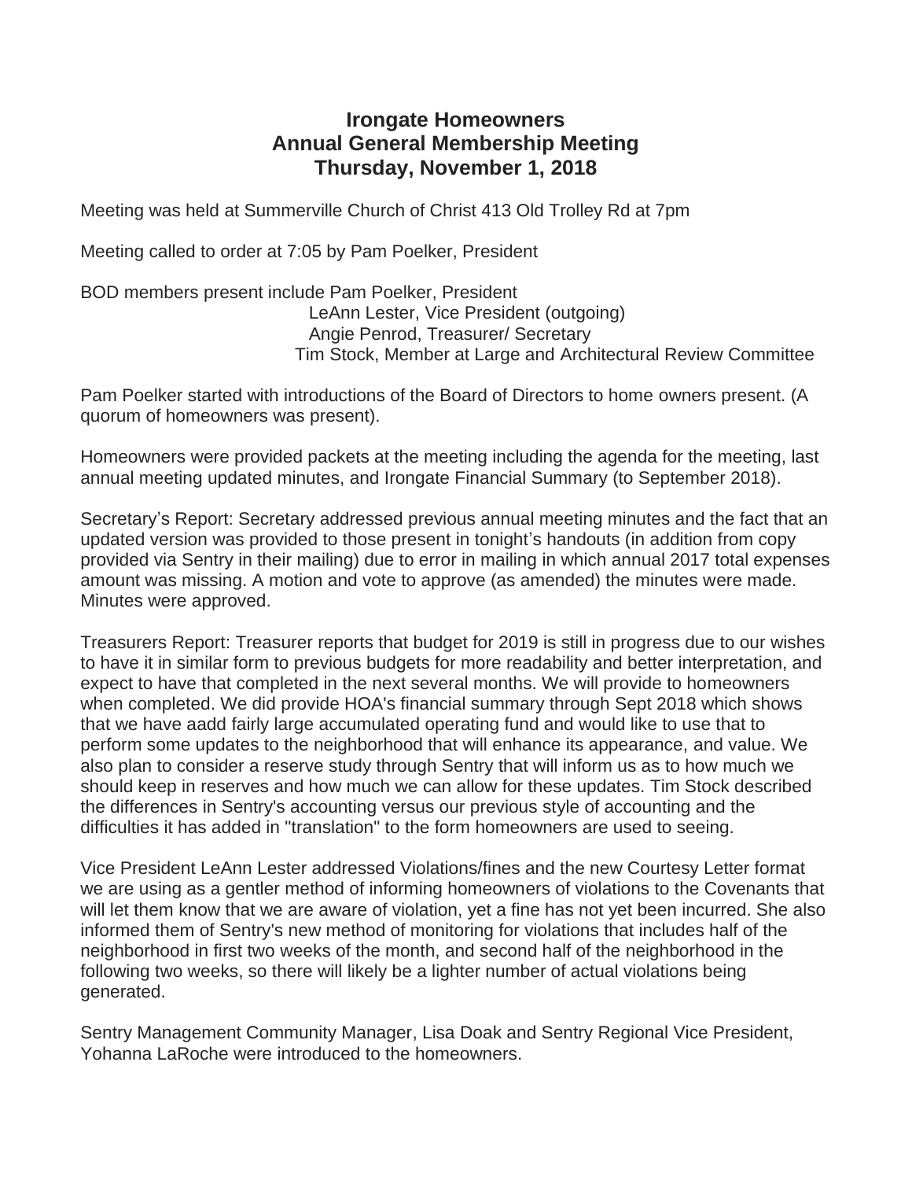# Irongate Homeowners
## Annual General Membership Meeting
## Thursday, November 1, 2018

Meeting was held at Summerville Church of Christ 413 Old Trolley Rd at 7pm

Meeting called to order at 7:05 by Pam Poelker, President

BOD members present include Pam Poelker, President
LeAnn Lester, Vice President (outgoing)
Angie Penrod, Treasurer/ Secretary
Tim Stock, Member at Large and Architectural Review Committee

Pam Poelker started with introductions of the Board of Directors to home owners present. (A quorum of homeowners was present).

Homeowners were provided packets at the meeting including the agenda for the meeting, last annual meeting updated minutes, and Irongate Financial Summary (to September 2018).

Secretary's Report: Secretary addressed previous annual meeting minutes and the fact that an updated version was provided to those present in tonight's handouts (in addition from copy provided via Sentry in their mailing) due to error in mailing in which annual 2017 total expenses amount was missing. A motion and vote to approve (as amended) the minutes were made. Minutes were approved.

Treasurers Report: Treasurer reports that budget for 2019 is still in progress due to our wishes to have it in similar form to previous budgets for more readability and better interpretation, and expect to have that completed in the next several months. We will provide to homeowners when completed. We did provide HOA's financial summary through Sept 2018 which shows that we have aadd fairly large accumulated operating fund and would like to use that to perform some updates to the neighborhood that will enhance its appearance, and value. We also plan to consider a reserve study through Sentry that will inform us as to how much we should keep in reserves and how much we can allow for these updates. Tim Stock described the differences in Sentry's accounting versus our previous style of accounting and the difficulties it has added in "translation" to the form homeowners are used to seeing.

Vice President LeAnn Lester addressed Violations/fines and the new Courtesy Letter format we are using as a gentler method of informing homeowners of violations to the Covenants that will let them know that we are aware of violation, yet a fine has not yet been incurred. She also informed them of Sentry's new method of monitoring for violations that includes half of the neighborhood in first two weeks of the month, and second half of the neighborhood in the following two weeks, so there will likely be a lighter number of actual violations being generated.

Sentry Management Community Manager, Lisa Doak and Sentry Regional Vice President, Yohanna LaRoche were introduced to the homeowners.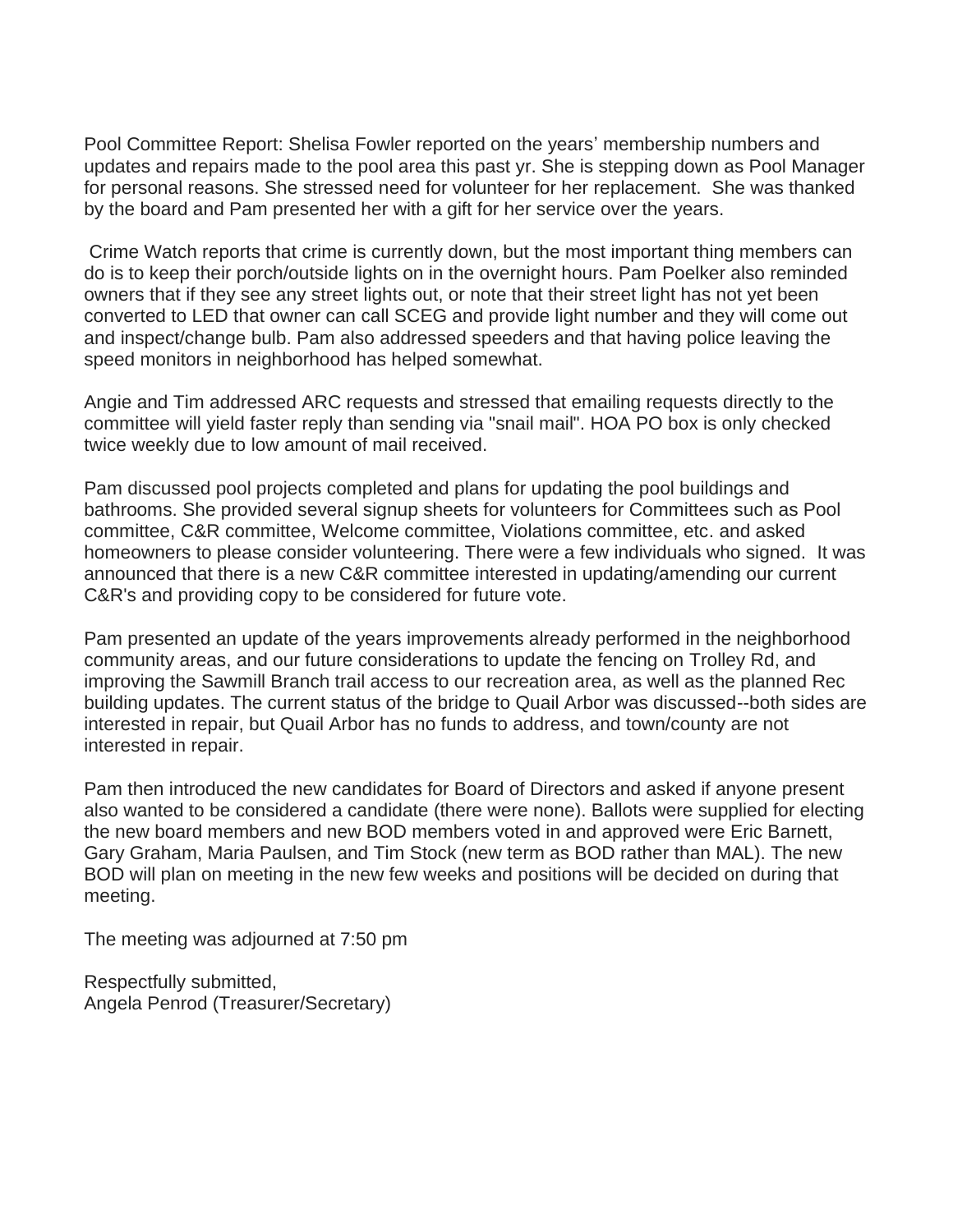Pool Committee Report: Shelisa Fowler reported on the years' membership numbers and updates and repairs made to the pool area this past yr. She is stepping down as Pool Manager for personal reasons. She stressed need for volunteer for her replacement. She was thanked by the board and Pam presented her with a gift for her service over the years.

Crime Watch reports that crime is currently down, but the most important thing members can do is to keep their porch/outside lights on in the overnight hours. Pam Poelker also reminded owners that if they see any street lights out, or note that their street light has not yet been converted to LED that owner can call SCEG and provide light number and they will come out and inspect/change bulb. Pam also addressed speeders and that having police leaving the speed monitors in neighborhood has helped somewhat.

Angie and Tim addressed ARC requests and stressed that emailing requests directly to the committee will yield faster reply than sending via "snail mail". HOA PO box is only checked twice weekly due to low amount of mail received.

Pam discussed pool projects completed and plans for updating the pool buildings and bathrooms. She provided several signup sheets for volunteers for Committees such as Pool committee, C&R committee, Welcome committee, Violations committee, etc. and asked homeowners to please consider volunteering. There were a few individuals who signed. It was announced that there is a new C&R committee interested in updating/amending our current C&R's and providing copy to be considered for future vote.

Pam presented an update of the years improvements already performed in the neighborhood community areas, and our future considerations to update the fencing on Trolley Rd, and improving the Sawmill Branch trail access to our recreation area, as well as the planned Rec building updates. The current status of the bridge to Quail Arbor was discussed--both sides are interested in repair, but Quail Arbor has no funds to address, and town/county are not interested in repair.

Pam then introduced the new candidates for Board of Directors and asked if anyone present also wanted to be considered a candidate (there were none). Ballots were supplied for electing the new board members and new BOD members voted in and approved were Eric Barnett, Gary Graham, Maria Paulsen, and Tim Stock (new term as BOD rather than MAL). The new BOD will plan on meeting in the new few weeks and positions will be decided on during that meeting.

The meeting was adjourned at 7:50 pm

Respectfully submitted,
Angela Penrod (Treasurer/Secretary)